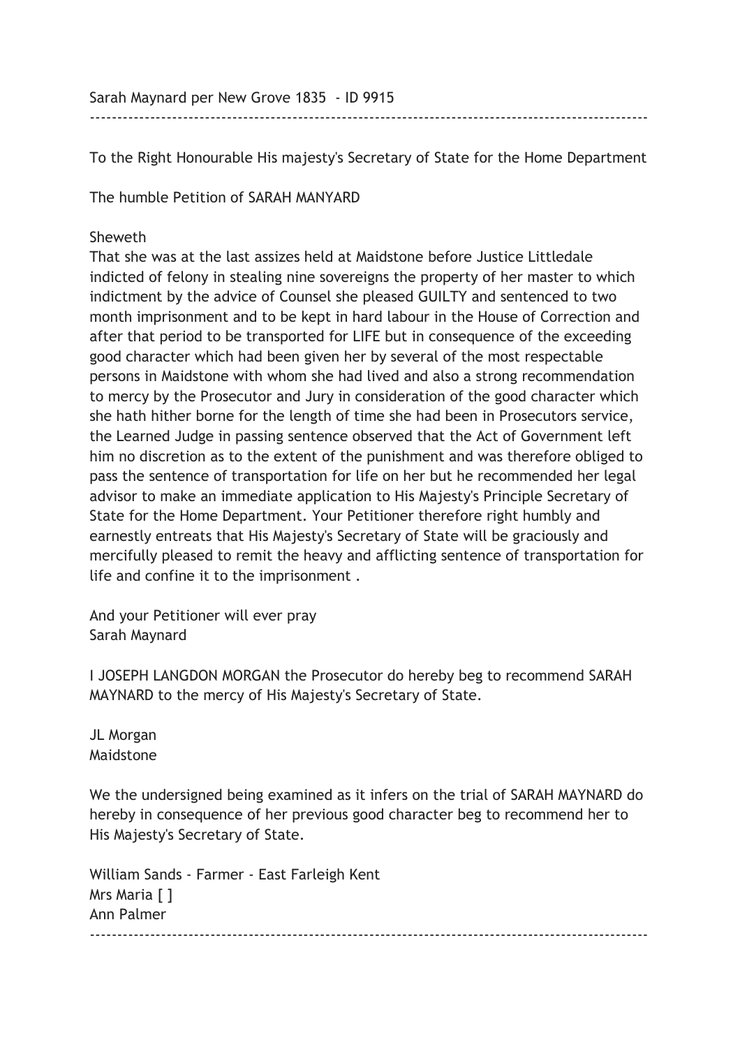Sarah Maynard per New Grove 1835 - ID 9915

---

To the Right Honourable His majesty's Secretary of State for the Home Department

The humble Petition of SARAH MANYARD

Sheweth

That she was at the last assizes held at Maidstone before Justice Littledale indicted of felony in stealing nine sovereigns the property of her master to which indictment by the advice of Counsel she pleased GUILTY and sentenced to two month imprisonment and to be kept in hard labour in the House of Correction and after that period to be transported for LIFE but in consequence of the exceeding good character which had been given her by several of the most respectable persons in Maidstone with whom she had lived and also a strong recommendation to mercy by the Prosecutor and Jury in consideration of the good character which she hath hither borne for the length of time she had been in Prosecutors service, the Learned Judge in passing sentence observed that the Act of Government left him no discretion as to the extent of the punishment and was therefore obliged to pass the sentence of transportation for life on her but he recommended her legal advisor to make an immediate application to His Majesty's Principle Secretary of State for the Home Department. Your Petitioner therefore right humbly and earnestly entreats that His Majesty's Secretary of State will be graciously and mercifully pleased to remit the heavy and afflicting sentence of transportation for life and confine it to the imprisonment .

And your Petitioner will ever pray
Sarah Maynard

I JOSEPH LANGDON MORGAN the Prosecutor do hereby beg to recommend SARAH MAYNARD to the mercy of His Majesty's Secretary of State.

JL Morgan
Maidstone

We the undersigned being examined as it infers on the trial of SARAH MAYNARD do hereby in consequence of her previous good character beg to recommend her to His Majesty's Secretary of State.

William Sands - Farmer - East Farleigh Kent
Mrs Maria [ ]
Ann Palmer

---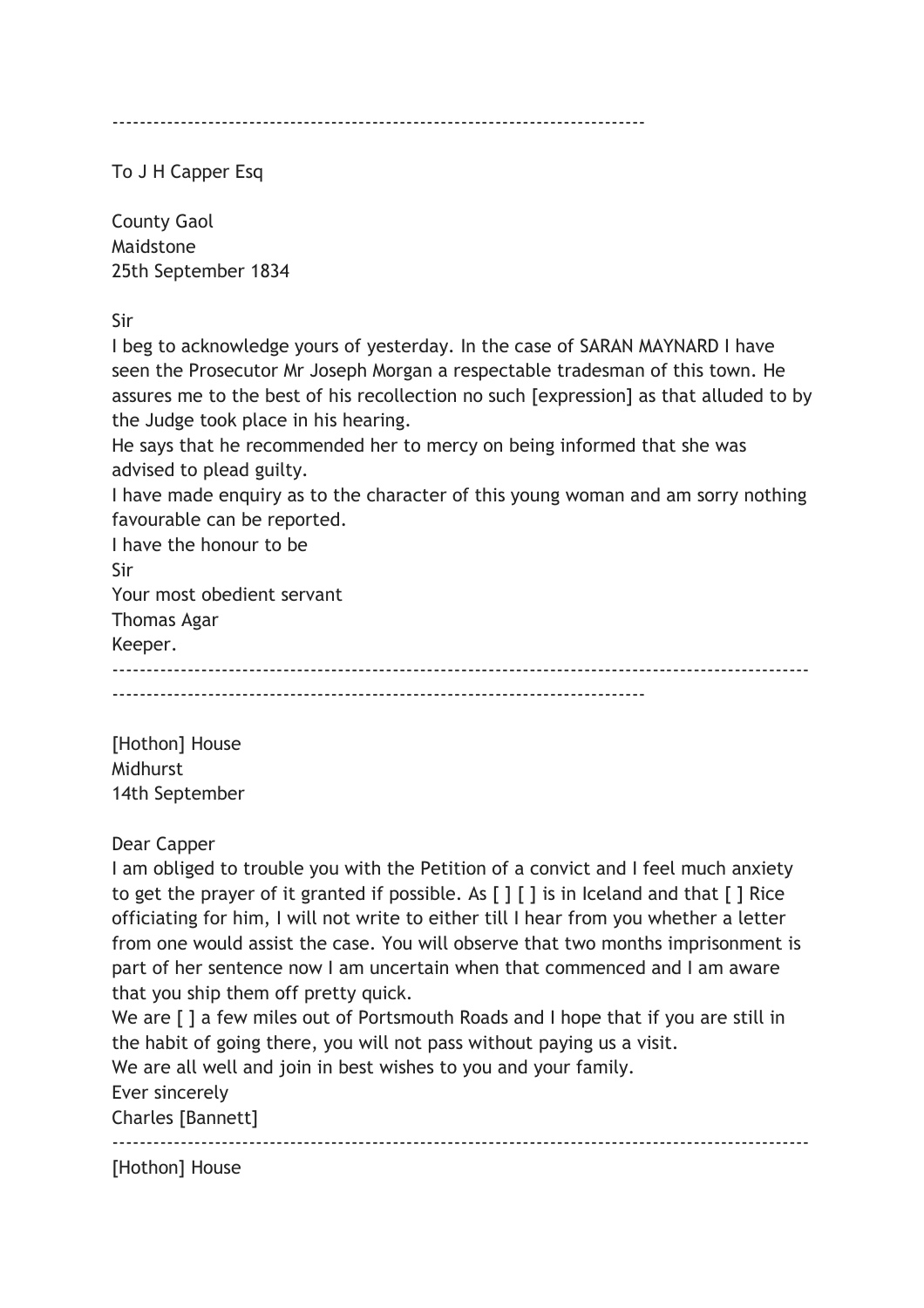---------------------------------------------------------------------------

To J H Capper Esq

County Gaol
Maidstone
25th September 1834

Sir
I beg to acknowledge yours of yesterday. In the case of SARAN MAYNARD I have seen the Prosecutor Mr Joseph Morgan a respectable tradesman of this town. He assures me to the best of his recollection no such [expression] as that alluded to by the Judge took place in his hearing.
He says that he recommended her to mercy on being informed that she was advised to plead guilty.
I have made enquiry as to the character of this young woman and am sorry nothing favourable can be reported.
I have the honour to be
Sir
Your most obedient servant
Thomas Agar
Keeper.

---------------------------------------------------------------------------------------------------
---------------------------------------------------------------------------

[Hothon] House
Midhurst
14th September

Dear Capper
I am obliged to trouble you with the Petition of a convict and I feel much anxiety to get the prayer of it granted if possible. As [ ] [ ] is in Iceland and that [ ] Rice officiating for him, I will not write to either till I hear from you whether a letter from one would assist the case. You will observe that two months imprisonment is part of her sentence now I am uncertain when that commenced and I am aware that you ship them off pretty quick.
We are [ ] a few miles out of Portsmouth Roads and I hope that if you are still in the habit of going there, you will not pass without paying us a visit.
We are all well and join in best wishes to you and your family.
Ever sincerely
Charles [Bannett]

---------------------------------------------------------------------------------------------------

[Hothon] House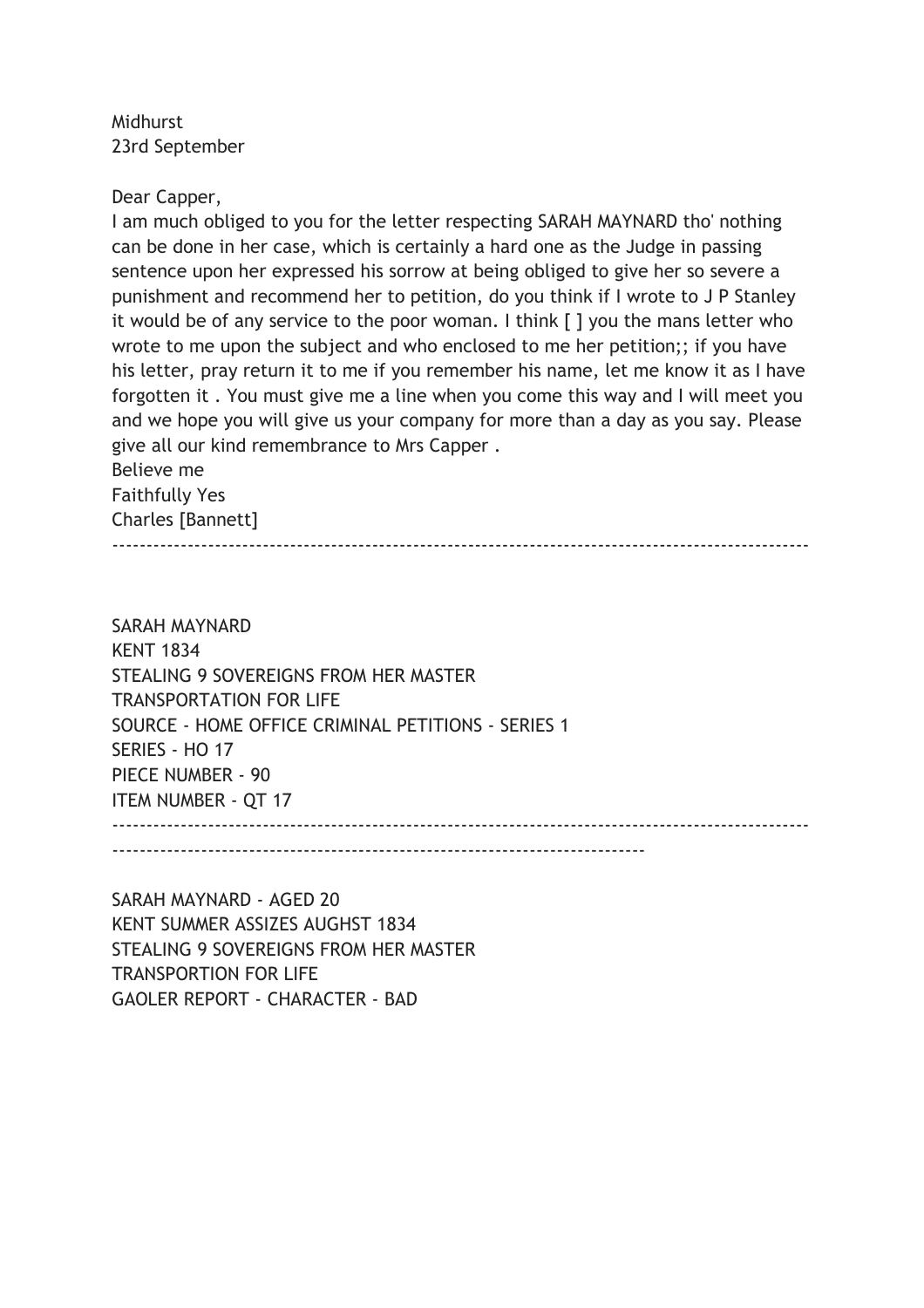Midhurst
23rd September

Dear Capper,

I am much obliged to you for the letter respecting SARAH MAYNARD tho' nothing can be done in her case, which is certainly a hard one as the Judge in passing sentence upon her expressed his sorrow at being obliged to give her so severe a punishment and recommend her to petition, do you think if I wrote to J P Stanley it would be of any service to the poor woman. I think [ ] you the mans letter who wrote to me upon the subject and who enclosed to me her petition;; if you have his letter, pray return it to me if you remember his name, let me know it as I have forgotten it . You must give me a line when you come this way and I will meet you and we hope you will give us your company for more than a day as you say. Please give all our kind remembrance to Mrs Capper .

Believe me
Faithfully Yes
Charles [Bannett]

---

SARAH MAYNARD
KENT 1834
STEALING 9 SOVEREIGNS FROM HER MASTER
TRANSPORTATION FOR LIFE
SOURCE - HOME OFFICE CRIMINAL PETITIONS - SERIES 1
SERIES - HO 17
PIECE NUMBER - 90
ITEM NUMBER - QT 17

---

SARAH MAYNARD - AGED 20
KENT SUMMER ASSIZES AUGHST 1834
STEALING 9 SOVEREIGNS FROM HER MASTER
TRANSPORTION FOR LIFE
GAOLER REPORT - CHARACTER - BAD